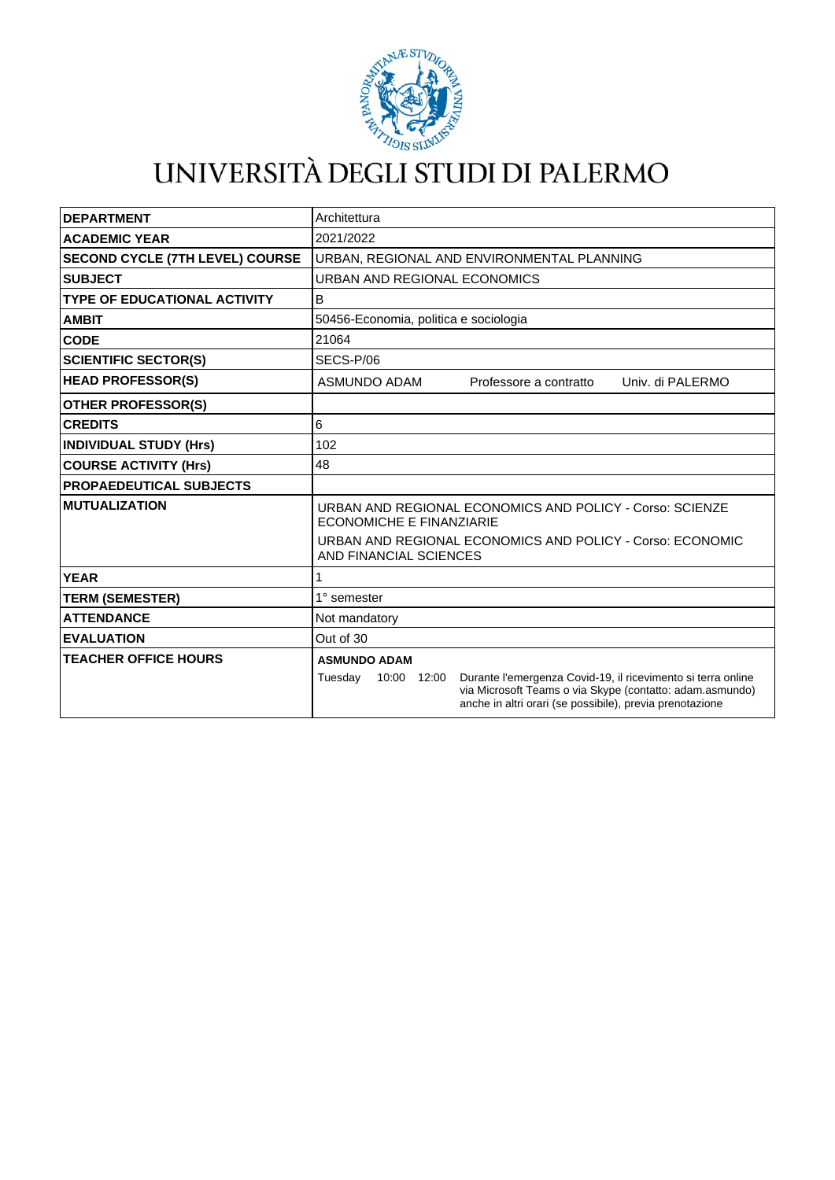# UNIVERSITÀ DEGLI STUDI DI PALERMO

| | |
|---|---|
| **DEPARTMENT** | Architettura |
| **ACADEMIC YEAR** | 2021/2022 |
| **SECOND CYCLE (7TH LEVEL) COURSE** | URBAN, REGIONAL AND ENVIRONMENTAL PLANNING |
| **SUBJECT** | URBAN AND REGIONAL ECONOMICS |
| **TYPE OF EDUCATIONAL ACTIVITY** | B |
| **AMBIT** | 50456-Economia, politica e sociologia |
| **CODE** | 21064 |
| **SCIENTIFIC SECTOR(S)** | SECS-P/06 |
| **HEAD PROFESSOR(S)** | ASMUNDO ADAM    Professore a contratto    Univ. di PALERMO |
| **OTHER PROFESSOR(S)** | |
| **CREDITS** | 6 |
| **INDIVIDUAL STUDY (Hrs)** | 102 |
| **COURSE ACTIVITY (Hrs)** | 48 |
| **PROPAEDEUTICAL SUBJECTS** | |
| **MUTUALIZATION** | URBAN AND REGIONAL ECONOMICS AND POLICY - Corso: SCIENZE ECONOMICHE E FINANZIARIE<br>URBAN AND REGIONAL ECONOMICS AND POLICY - Corso: ECONOMIC AND FINANCIAL SCIENCES |
| **YEAR** | 1 |
| **TERM (SEMESTER)** | 1° semester |
| **ATTENDANCE** | Not mandatory |
| **EVALUATION** | Out of 30 |
| **TEACHER OFFICE HOURS** | **ASMUNDO ADAM**<br>Tuesday    10:00    12:00    Durante l'emergenza Covid-19, il ricevimento si terra online via Microsoft Teams o via Skype (contatto: adam.asmundo) anche in altri orari (se possibile), previa prenotazione |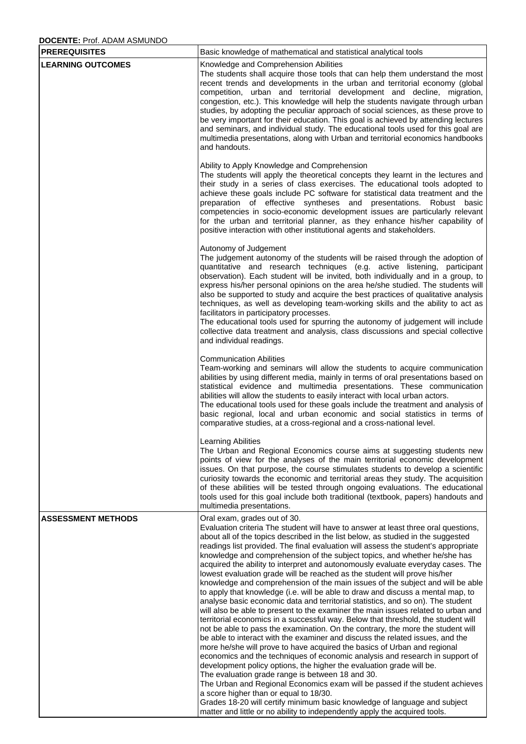**DOCENTE:** Prof. ADAM ASMUNDO

| | |
|---|---|
| **PREREQUISITES** | Basic knowledge of mathematical and statistical analytical tools |
| **LEARNING OUTCOMES** | Knowledge and Comprehension Abilities<br>The students shall acquire those tools that can help them understand the most recent trends and developments in the urban and territorial economy (global competition, urban and territorial development and decline, migration, congestion, etc.). This knowledge will help the students navigate through urban studies, by adopting the peculiar approach of social sciences, as these prove to be very important for their education. This goal is achieved by attending lectures and seminars, and individual study. The educational tools used for this goal are multimedia presentations, along with Urban and territorial economics handbooks and handouts.<br><br>Ability to Apply Knowledge and Comprehension<br>The students will apply the theoretical concepts they learnt in the lectures and their study in a series of class exercises. The educational tools adopted to achieve these goals include PC software for statistical data treatment and the preparation of effective syntheses and presentations. Robust basic competencies in socio-economic development issues are particularly relevant for the urban and territorial planner, as they enhance his/her capability of positive interaction with other institutional agents and stakeholders.<br><br>Autonomy of Judgement<br>The judgement autonomy of the students will be raised through the adoption of quantitative and research techniques (e.g. active listening, participant observation). Each student will be invited, both individually and in a group, to express his/her personal opinions on the area he/she studied. The students will also be supported to study and acquire the best practices of qualitative analysis techniques, as well as developing team-working skills and the ability to act as facilitators in participatory processes.<br>The educational tools used for spurring the autonomy of judgement will include collective data treatment and analysis, class discussions and special collective and individual readings.<br><br>Communication Abilities<br>Team-working and seminars will allow the students to acquire communication abilities by using different media, mainly in terms of oral presentations based on statistical evidence and multimedia presentations. These communication abilities will allow the students to easily interact with local urban actors.<br>The educational tools used for these goals include the treatment and analysis of basic regional, local and urban economic and social statistics in terms of comparative studies, at a cross-regional and a cross-national level.<br><br>Learning Abilities<br>The Urban and Regional Economics course aims at suggesting students new points of view for the analyses of the main territorial economic development issues. On that purpose, the course stimulates students to develop a scientific curiosity towards the economic and territorial areas they study. The acquisition of these abilities will be tested through ongoing evaluations. The educational tools used for this goal include both traditional (textbook, papers) handouts and multimedia presentations. |
| **ASSESSMENT METHODS** | Oral exam, grades out of 30.<br>Evaluation criteria The student will have to answer at least three oral questions, about all of the topics described in the list below, as studied in the suggested readings list provided. The final evaluation will assess the student's appropriate knowledge and comprehension of the subject topics, and whether he/she has acquired the ability to interpret and autonomously evaluate everyday cases. The lowest evaluation grade will be reached as the student will prove his/her knowledge and comprehension of the main issues of the subject and will be able to apply that knowledge (i.e. will be able to draw and discuss a mental map, to analyse basic economic data and territorial statistics, and so on). The student will also be able to present to the examiner the main issues related to urban and territorial economics in a successful way. Below that threshold, the student will not be able to pass the examination. On the contrary, the more the student will be able to interact with the examiner and discuss the related issues, and the more he/she will prove to have acquired the basics of Urban and regional economics and the techniques of economic analysis and research in support of development policy options, the higher the evaluation grade will be.<br>The evaluation grade range is between 18 and 30.<br>The Urban and Regional Economics exam will be passed if the student achieves a score higher than or equal to 18/30.<br>Grades 18-20 will certify minimum basic knowledge of language and subject matter and little or no ability to independently apply the acquired tools. |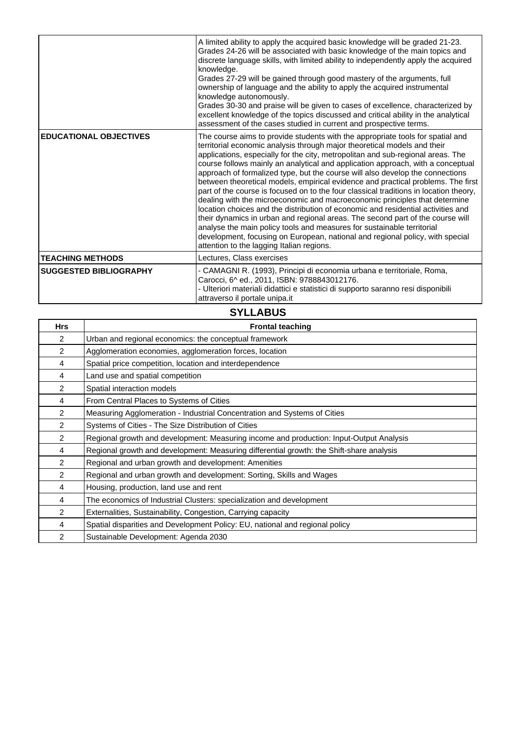| | |
|---|---|
| | A limited ability to apply the acquired basic knowledge will be graded 21-23.<br>Grades 24-26 will be associated with basic knowledge of the main topics and discrete language skills, with limited ability to independently apply the acquired knowledge.<br>Grades 27-29 will be gained through good mastery of the arguments, full ownership of language and the ability to apply the acquired instrumental knowledge autonomously.<br>Grades 30-30 and praise will be given to cases of excellence, characterized by excellent knowledge of the topics discussed and critical ability in the analytical assessment of the cases studied in current and prospective terms. |
| **EDUCATIONAL OBJECTIVES** | The course aims to provide students with the appropriate tools for spatial and territorial economic analysis through major theoretical models and their applications, especially for the city, metropolitan and sub-regional areas. The course follows mainly an analytical and application approach, with a conceptual approach of formalized type, but the course will also develop the connections between theoretical models, empirical evidence and practical problems. The first part of the course is focused on to the four classical traditions in location theory, dealing with the microeconomic and macroeconomic principles that determine location choices and the distribution of economic and residential activities and their dynamics in urban and regional areas. The second part of the course will analyse the main policy tools and measures for sustainable territorial development, focusing on European, national and regional policy, with special attention to the lagging Italian regions. |
| **TEACHING METHODS** | Lectures, Class exercises |
| **SUGGESTED BIBLIOGRAPHY** | - CAMAGNI R. (1993), Principi di economia urbana e territoriale, Roma, Carocci, 6^ ed., 2011, ISBN: 9788843012176.<br>- Ulteriori materiali didattici e statistici di supporto saranno resi disponibili attraverso il portale unipa.it |

## SYLLABUS

| Hrs | Frontal teaching |
|---|---|
| 2 | Urban and regional economics: the conceptual framework |
| 2 | Agglomeration economies, agglomeration forces, location |
| 4 | Spatial price competition, location and interdependence |
| 4 | Land use and spatial competition |
| 2 | Spatial interaction models |
| 4 | From Central Places to Systems of Cities |
| 2 | Measuring Agglomeration - Industrial Concentration and Systems of Cities |
| 2 | Systems of Cities - The Size Distribution of Cities |
| 2 | Regional growth and development: Measuring income and production: Input-Output Analysis |
| 4 | Regional growth and development: Measuring differential growth: the Shift-share analysis |
| 2 | Regional and urban growth and development: Amenities |
| 2 | Regional and urban growth and development: Sorting, Skills and Wages |
| 4 | Housing, production, land use and rent |
| 4 | The economics of Industrial Clusters: specialization and development |
| 2 | Externalities, Sustainability, Congestion, Carrying capacity |
| 4 | Spatial disparities and Development Policy: EU, national and regional policy |
| 2 | Sustainable Development: Agenda 2030 |